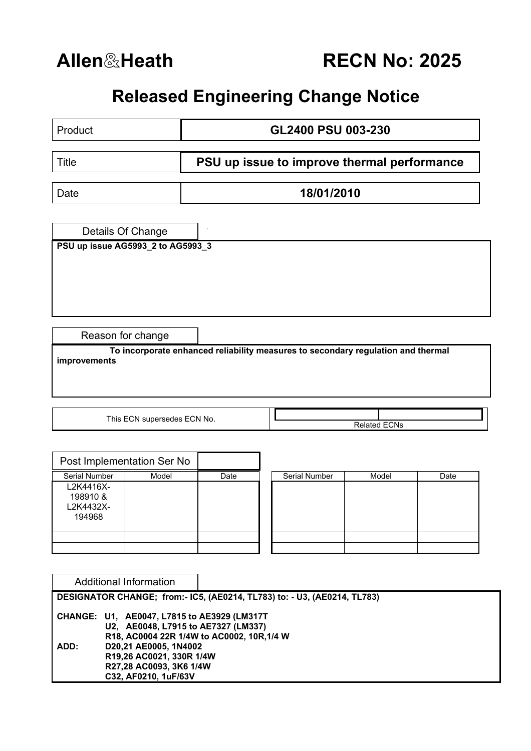# Allen&Heath

# RECN No: 2025

## Released Engineering Change Notice

| | |
|---|---|
| Product | **GL2400 PSU 003-230** |
| Title | **PSU up issue to improve thermal performance** |
| Date | **18/01/2010** |

### Details Of Change

**PSU up issue AG5993_2 to AG5993_3**

### Reason for change

**To incorporate enhanced reliability measures to secondary regulation and thermal improvements**

| This ECN supersedes ECN No. | | Related ECNs |
|---|---|---|

### Post Implementation Ser No

| Serial Number | Model | Date | Serial Number | Model | Date |
|---|---|---|---|---|---|
| L2K4416X-198910 & L2K4432X-194968 | | | | | |
| | | | | | |
| | | | | | |

### Additional Information

**DESIGNATOR CHANGE; from:- IC5, (AE0214, TL783) to: - U3, (AE0214, TL783)**

**CHANGE:** **U1, AE0047, L7815 to AE3929 (LM317T**
**U2, AE0048, L7915 to AE7327 (LM337)**
**R18, AC0004 22R 1/4W to AC0002, 10R,1/4 W**

**ADD:** **D20,21 AE0005, 1N4002**
**R19,26 AC0021, 330R 1/4W**
**R27,28 AC0093, 3K6 1/4W**
**C32, AF0210, 1uF/63V**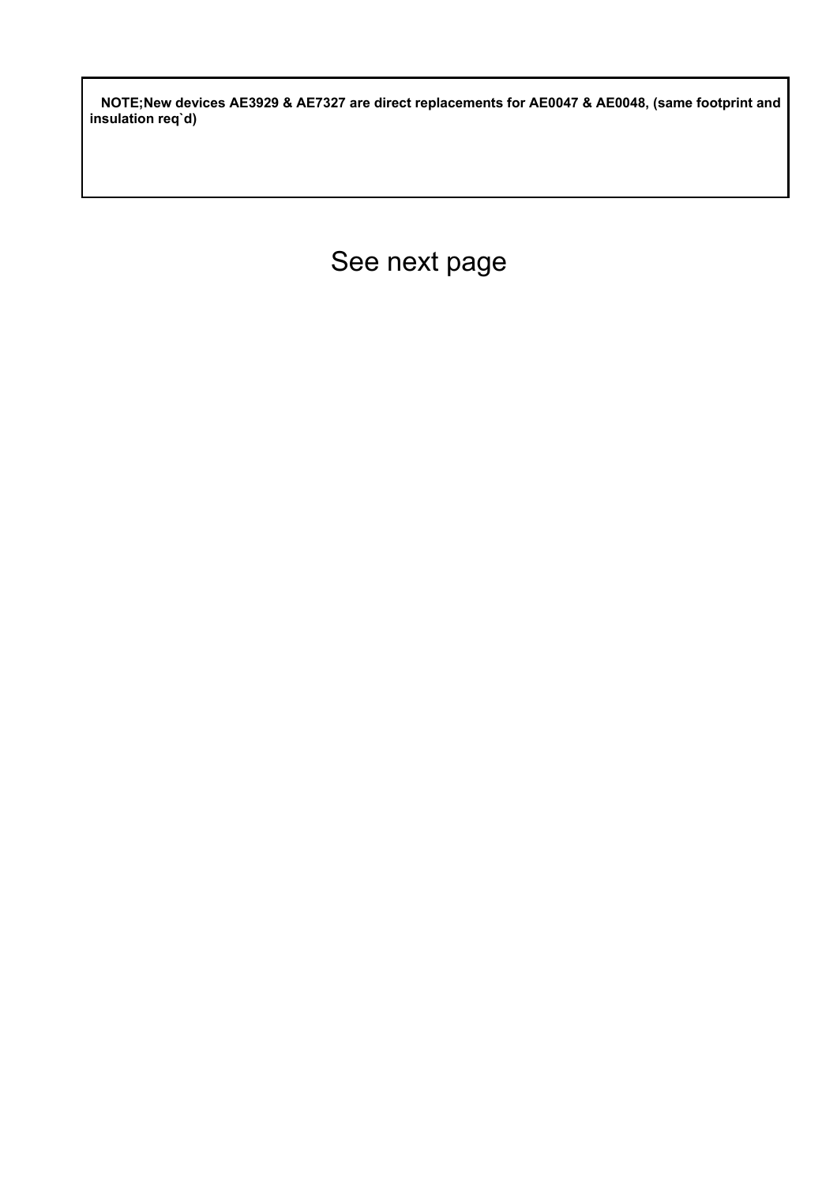**NOTE;New devices AE3929 & AE7327 are direct replacements for AE0047 & AE0048, (same footprint and insulation req`d)**

See next page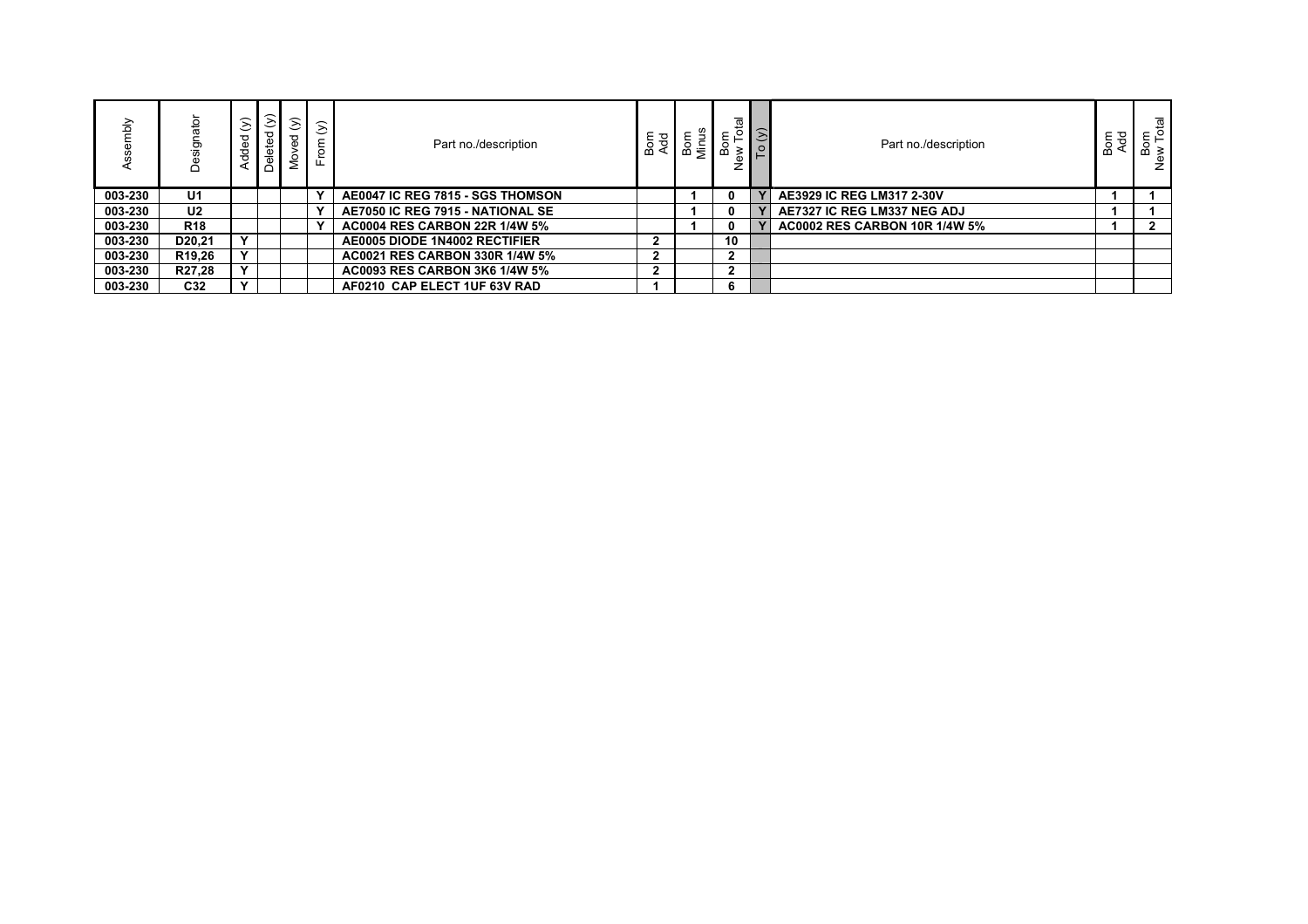| Assembly | Designator | Added (y) | Deleted (y) | Moved (y) | From (y) | Part no./description | Bom Add | Bom Minus | Bom New Total | To (y) | Part no./description | Bom Add | Bom New Total |
|---|---|---|---|---|---|---|---|---|---|---|---|---|---|
| **003-230** | **U1** | | | | **Y** | **AE0047 IC REG 7815 - SGS THOMSON** | | **1** | **0** | **Y** | **AE3929 IC REG LM317 2-30V** | **1** | **1** |
| **003-230** | **U2** | | | | **Y** | **AE7050 IC REG 7915 - NATIONAL SE** | | **1** | **0** | **Y** | **AE7327 IC REG LM337 NEG ADJ** | **1** | **1** |
| **003-230** | **R18** | | | | **Y** | **AC0004 RES CARBON 22R 1/4W 5%** | | **1** | **0** | **Y** | **AC0002 RES CARBON 10R 1/4W 5%** | **1** | **2** |
| **003-230** | **D20,21** | **Y** | | | | **AE0005 DIODE 1N4002 RECTIFIER** | **2** | | **10** | | | | |
| **003-230** | **R19,26** | **Y** | | | | **AC0021 RES CARBON 330R 1/4W 5%** | **2** | | **2** | | | | |
| **003-230** | **R27,28** | **Y** | | | | **AC0093 RES CARBON 3K6 1/4W 5%** | **2** | | **2** | | | | |
| **003-230** | **C32** | **Y** | | | | **AF0210 CAP ELECT 1UF 63V RAD** | **1** | | **6** | | | | |